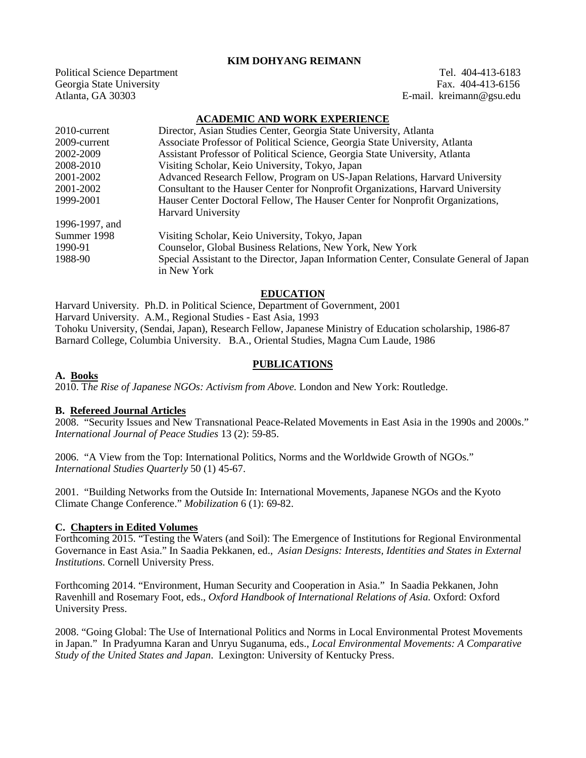# KIM DOHYANG REIMANN

Political Science Department
Georgia State University
Atlanta, GA 30303

Tel. 404-413-6183
Fax. 404-413-6156
E-mail. kreimann@gsu.edu

## ACADEMIC AND WORK EXPERIENCE

| | |
|---|---|
| 2010-current | Director, Asian Studies Center, Georgia State University, Atlanta |
| 2009-current | Associate Professor of Political Science, Georgia State University, Atlanta |
| 2002-2009 | Assistant Professor of Political Science, Georgia State University, Atlanta |
| 2008-2010 | Visiting Scholar, Keio University, Tokyo, Japan |
| 2001-2002 | Advanced Research Fellow, Program on US-Japan Relations, Harvard University |
| 2001-2002 | Consultant to the Hauser Center for Nonprofit Organizations, Harvard University |
| 1999-2001 | Hauser Center Doctoral Fellow, The Hauser Center for Nonprofit Organizations, Harvard University |
| 1996-1997, and Summer 1998 | Visiting Scholar, Keio University, Tokyo, Japan |
| 1990-91 | Counselor, Global Business Relations, New York, New York |
| 1988-90 | Special Assistant to the Director, Japan Information Center, Consulate General of Japan in New York |

## EDUCATION

Harvard University. Ph.D. in Political Science, Department of Government, 2001
Harvard University. A.M., Regional Studies - East Asia, 1993
Tohoku University, (Sendai, Japan), Research Fellow, Japanese Ministry of Education scholarship, 1986-87
Barnard College, Columbia University. B.A., Oriental Studies, Magna Cum Laude, 1986

## PUBLICATIONS

### A. Books

2010. *The Rise of Japanese NGOs: Activism from Above.* London and New York: Routledge.

### B. Refereed Journal Articles

2008. "Security Issues and New Transnational Peace-Related Movements in East Asia in the 1990s and 2000s." *International Journal of Peace Studies* 13 (2): 59-85.

2006. "A View from the Top: International Politics, Norms and the Worldwide Growth of NGOs." *International Studies Quarterly* 50 (1) 45-67.

2001. "Building Networks from the Outside In: International Movements, Japanese NGOs and the Kyoto Climate Change Conference." *Mobilization* 6 (1): 69-82.

### C. Chapters in Edited Volumes

Forthcoming 2015. "Testing the Waters (and Soil): The Emergence of Institutions for Regional Environmental Governance in East Asia." In Saadia Pekkanen, ed., *Asian Designs: Interests, Identities and States in External Institutions.* Cornell University Press.

Forthcoming 2014. "Environment, Human Security and Cooperation in Asia." In Saadia Pekkanen, John Ravenhill and Rosemary Foot, eds., *Oxford Handbook of International Relations of Asia.* Oxford: Oxford University Press.

2008. "Going Global: The Use of International Politics and Norms in Local Environmental Protest Movements in Japan." In Pradyumna Karan and Unryu Suganuma, eds., *Local Environmental Movements: A Comparative Study of the United States and Japan*. Lexington: University of Kentucky Press.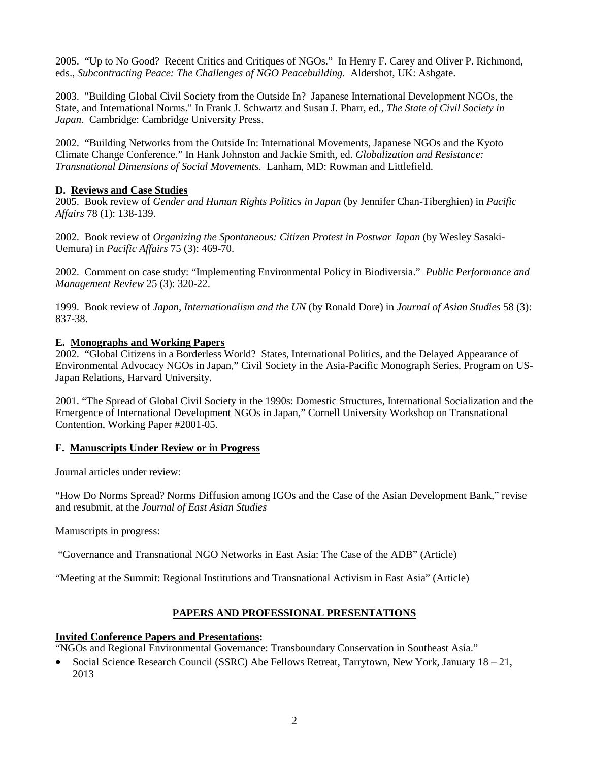2005. "Up to No Good? Recent Critics and Critiques of NGOs." In Henry F. Carey and Oliver P. Richmond, eds., *Subcontracting Peace: The Challenges of NGO Peacebuilding.* Aldershot, UK: Ashgate.

2003. "Building Global Civil Society from the Outside In? Japanese International Development NGOs, the State, and International Norms." In Frank J. Schwartz and Susan J. Pharr, ed., *The State of Civil Society in Japan*. Cambridge: Cambridge University Press.

2002. "Building Networks from the Outside In: International Movements, Japanese NGOs and the Kyoto Climate Change Conference." In Hank Johnston and Jackie Smith, ed. *Globalization and Resistance: Transnational Dimensions of Social Movements.* Lanham, MD: Rowman and Littlefield.

**D. Reviews and Case Studies**

2005. Book review of *Gender and Human Rights Politics in Japan* (by Jennifer Chan-Tiberghien) in *Pacific Affairs* 78 (1): 138-139.

2002. Book review of *Organizing the Spontaneous: Citizen Protest in Postwar Japan* (by Wesley Sasaki-Uemura) in *Pacific Affairs* 75 (3): 469-70.

2002. Comment on case study: "Implementing Environmental Policy in Biodiversia." *Public Performance and Management Review* 25 (3): 320-22.

1999. Book review of *Japan, Internationalism and the UN* (by Ronald Dore) in *Journal of Asian Studies* 58 (3): 837-38.

**E. Monographs and Working Papers**

2002. "Global Citizens in a Borderless World? States, International Politics, and the Delayed Appearance of Environmental Advocacy NGOs in Japan," Civil Society in the Asia-Pacific Monograph Series, Program on US-Japan Relations, Harvard University.

2001. "The Spread of Global Civil Society in the 1990s: Domestic Structures, International Socialization and the Emergence of International Development NGOs in Japan," Cornell University Workshop on Transnational Contention, Working Paper #2001-05.

**F. Manuscripts Under Review or in Progress**

Journal articles under review:

"How Do Norms Spread? Norms Diffusion among IGOs and the Case of the Asian Development Bank," revise and resubmit, at the *Journal of East Asian Studies*

Manuscripts in progress:

"Governance and Transnational NGO Networks in East Asia: The Case of the ADB" (Article)

"Meeting at the Summit: Regional Institutions and Transnational Activism in East Asia" (Article)

## PAPERS AND PROFESSIONAL PRESENTATIONS

**Invited Conference Papers and Presentations:**

"NGOs and Regional Environmental Governance: Transboundary Conservation in Southeast Asia."

- Social Science Research Council (SSRC) Abe Fellows Retreat, Tarrytown, New York, January 18 – 21, 2013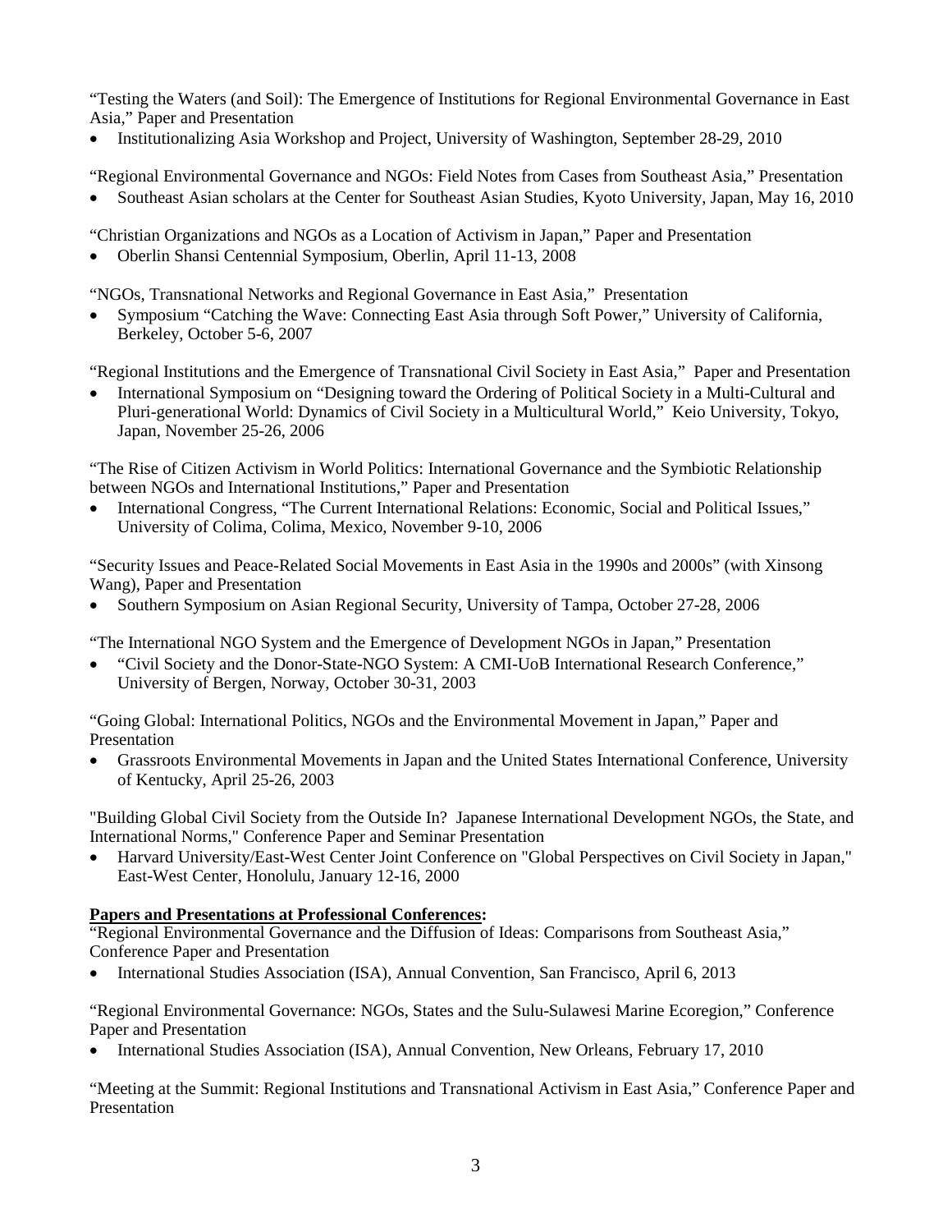"Testing the Waters (and Soil): The Emergence of Institutions for Regional Environmental Governance in East Asia," Paper and Presentation

- Institutionalizing Asia Workshop and Project, University of Washington, September 28-29, 2010

"Regional Environmental Governance and NGOs: Field Notes from Cases from Southeast Asia," Presentation

- Southeast Asian scholars at the Center for Southeast Asian Studies, Kyoto University, Japan, May 16, 2010

"Christian Organizations and NGOs as a Location of Activism in Japan," Paper and Presentation

- Oberlin Shansi Centennial Symposium, Oberlin, April 11-13, 2008

"NGOs, Transnational Networks and Regional Governance in East Asia," Presentation

- Symposium "Catching the Wave: Connecting East Asia through Soft Power," University of California, Berkeley, October 5-6, 2007

"Regional Institutions and the Emergence of Transnational Civil Society in East Asia," Paper and Presentation

- International Symposium on "Designing toward the Ordering of Political Society in a Multi-Cultural and Pluri-generational World: Dynamics of Civil Society in a Multicultural World," Keio University, Tokyo, Japan, November 25-26, 2006

"The Rise of Citizen Activism in World Politics: International Governance and the Symbiotic Relationship between NGOs and International Institutions," Paper and Presentation

- International Congress, "The Current International Relations: Economic, Social and Political Issues," University of Colima, Colima, Mexico, November 9-10, 2006

"Security Issues and Peace-Related Social Movements in East Asia in the 1990s and 2000s" (with Xinsong Wang), Paper and Presentation

- Southern Symposium on Asian Regional Security, University of Tampa, October 27-28, 2006

"The International NGO System and the Emergence of Development NGOs in Japan," Presentation

- "Civil Society and the Donor-State-NGO System: A CMI-UoB International Research Conference," University of Bergen, Norway, October 30-31, 2003

"Going Global: International Politics, NGOs and the Environmental Movement in Japan," Paper and Presentation

- Grassroots Environmental Movements in Japan and the United States International Conference, University of Kentucky, April 25-26, 2003

"Building Global Civil Society from the Outside In? Japanese International Development NGOs, the State, and International Norms," Conference Paper and Seminar Presentation

- Harvard University/East-West Center Joint Conference on "Global Perspectives on Civil Society in Japan," East-West Center, Honolulu, January 12-16, 2000

**Papers and Presentations at Professional Conferences:**

"Regional Environmental Governance and the Diffusion of Ideas: Comparisons from Southeast Asia," Conference Paper and Presentation

- International Studies Association (ISA), Annual Convention, San Francisco, April 6, 2013

"Regional Environmental Governance: NGOs, States and the Sulu-Sulawesi Marine Ecoregion," Conference Paper and Presentation

- International Studies Association (ISA), Annual Convention, New Orleans, February 17, 2010

"Meeting at the Summit: Regional Institutions and Transnational Activism in East Asia," Conference Paper and Presentation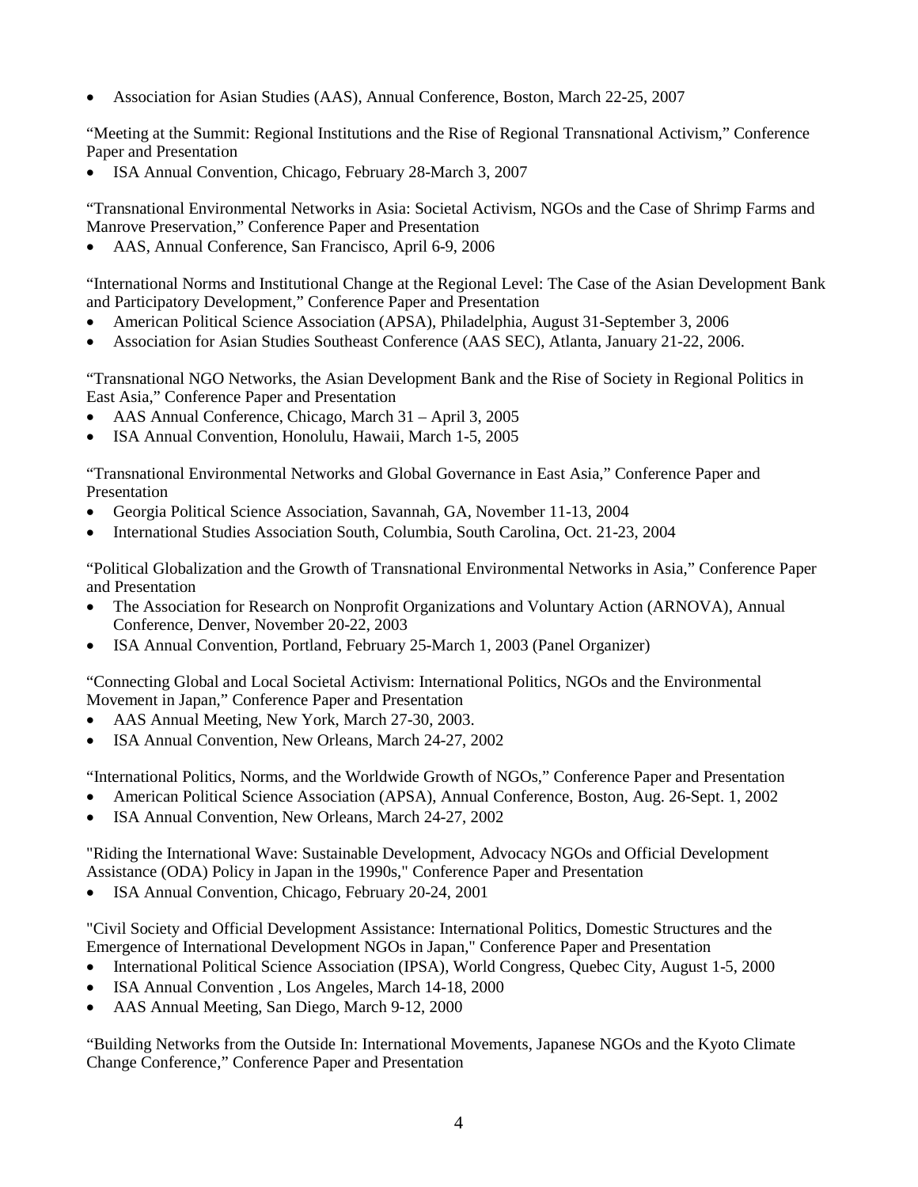- Association for Asian Studies (AAS), Annual Conference, Boston, March 22-25, 2007

"Meeting at the Summit: Regional Institutions and the Rise of Regional Transnational Activism," Conference Paper and Presentation

- ISA Annual Convention, Chicago, February 28-March 3, 2007

"Transnational Environmental Networks in Asia: Societal Activism, NGOs and the Case of Shrimp Farms and Manrove Preservation," Conference Paper and Presentation

- AAS, Annual Conference, San Francisco, April 6-9, 2006

"International Norms and Institutional Change at the Regional Level: The Case of the Asian Development Bank and Participatory Development," Conference Paper and Presentation

- American Political Science Association (APSA), Philadelphia, August 31-September 3, 2006
- Association for Asian Studies Southeast Conference (AAS SEC), Atlanta, January 21-22, 2006.

"Transnational NGO Networks, the Asian Development Bank and the Rise of Society in Regional Politics in East Asia," Conference Paper and Presentation

- AAS Annual Conference, Chicago, March 31 – April 3, 2005
- ISA Annual Convention, Honolulu, Hawaii, March 1-5, 2005

"Transnational Environmental Networks and Global Governance in East Asia," Conference Paper and Presentation

- Georgia Political Science Association, Savannah, GA, November 11-13, 2004
- International Studies Association South, Columbia, South Carolina, Oct. 21-23, 2004

"Political Globalization and the Growth of Transnational Environmental Networks in Asia," Conference Paper and Presentation

- The Association for Research on Nonprofit Organizations and Voluntary Action (ARNOVA), Annual Conference, Denver, November 20-22, 2003
- ISA Annual Convention, Portland, February 25-March 1, 2003 (Panel Organizer)

"Connecting Global and Local Societal Activism: International Politics, NGOs and the Environmental Movement in Japan," Conference Paper and Presentation

- AAS Annual Meeting, New York, March 27-30, 2003.
- ISA Annual Convention, New Orleans, March 24-27, 2002

"International Politics, Norms, and the Worldwide Growth of NGOs," Conference Paper and Presentation

- American Political Science Association (APSA), Annual Conference, Boston, Aug. 26-Sept. 1, 2002
- ISA Annual Convention, New Orleans, March 24-27, 2002

"Riding the International Wave: Sustainable Development, Advocacy NGOs and Official Development Assistance (ODA) Policy in Japan in the 1990s," Conference Paper and Presentation

- ISA Annual Convention, Chicago, February 20-24, 2001

"Civil Society and Official Development Assistance: International Politics, Domestic Structures and the Emergence of International Development NGOs in Japan," Conference Paper and Presentation

- International Political Science Association (IPSA), World Congress, Quebec City, August 1-5, 2000
- ISA Annual Convention , Los Angeles, March 14-18, 2000
- AAS Annual Meeting, San Diego, March 9-12, 2000

"Building Networks from the Outside In: International Movements, Japanese NGOs and the Kyoto Climate Change Conference," Conference Paper and Presentation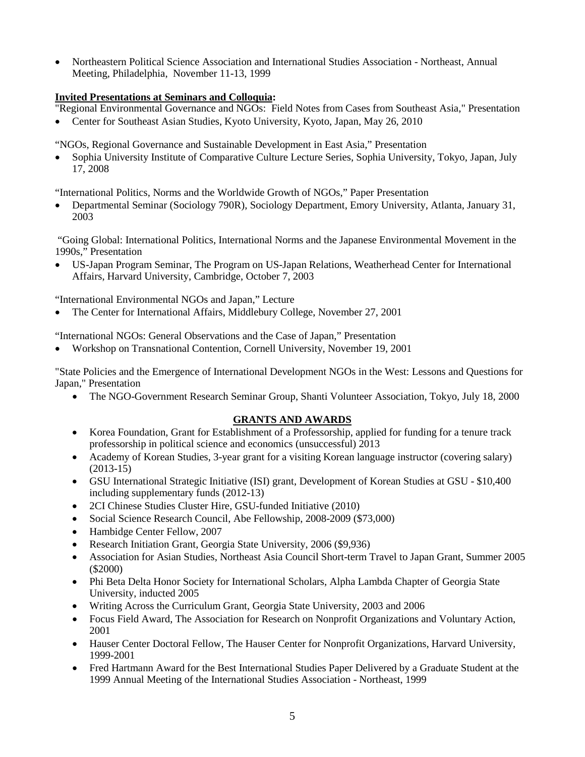- Northeastern Political Science Association and International Studies Association - Northeast, Annual Meeting, Philadelphia, November 11-13, 1999

**Invited Presentations at Seminars and Colloquia:**

"Regional Environmental Governance and NGOs: Field Notes from Cases from Southeast Asia," Presentation

- Center for Southeast Asian Studies, Kyoto University, Kyoto, Japan, May 26, 2010

"NGOs, Regional Governance and Sustainable Development in East Asia," Presentation

- Sophia University Institute of Comparative Culture Lecture Series, Sophia University, Tokyo, Japan, July 17, 2008

"International Politics, Norms and the Worldwide Growth of NGOs," Paper Presentation

- Departmental Seminar (Sociology 790R), Sociology Department, Emory University, Atlanta, January 31, 2003

"Going Global: International Politics, International Norms and the Japanese Environmental Movement in the 1990s," Presentation

- US-Japan Program Seminar, The Program on US-Japan Relations, Weatherhead Center for International Affairs, Harvard University, Cambridge, October 7, 2003

"International Environmental NGOs and Japan," Lecture

- The Center for International Affairs, Middlebury College, November 27, 2001

"International NGOs: General Observations and the Case of Japan," Presentation

- Workshop on Transnational Contention, Cornell University, November 19, 2001

"State Policies and the Emergence of International Development NGOs in the West: Lessons and Questions for Japan," Presentation

- The NGO-Government Research Seminar Group, Shanti Volunteer Association, Tokyo, July 18, 2000

## GRANTS AND AWARDS

- Korea Foundation, Grant for Establishment of a Professorship, applied for funding for a tenure track professorship in political science and economics (unsuccessful) 2013
- Academy of Korean Studies, 3-year grant for a visiting Korean language instructor (covering salary) (2013-15)
- GSU International Strategic Initiative (ISI) grant, Development of Korean Studies at GSU - $10,400 including supplementary funds (2012-13)
- 2CI Chinese Studies Cluster Hire, GSU-funded Initiative (2010)
- Social Science Research Council, Abe Fellowship, 2008-2009 ($73,000)
- Hambidge Center Fellow, 2007
- Research Initiation Grant, Georgia State University, 2006 ($9,936)
- Association for Asian Studies, Northeast Asia Council Short-term Travel to Japan Grant, Summer 2005 ($2000)
- Phi Beta Delta Honor Society for International Scholars, Alpha Lambda Chapter of Georgia State University, inducted 2005
- Writing Across the Curriculum Grant, Georgia State University, 2003 and 2006
- Focus Field Award, The Association for Research on Nonprofit Organizations and Voluntary Action, 2001
- Hauser Center Doctoral Fellow, The Hauser Center for Nonprofit Organizations, Harvard University, 1999-2001
- Fred Hartmann Award for the Best International Studies Paper Delivered by a Graduate Student at the 1999 Annual Meeting of the International Studies Association - Northeast, 1999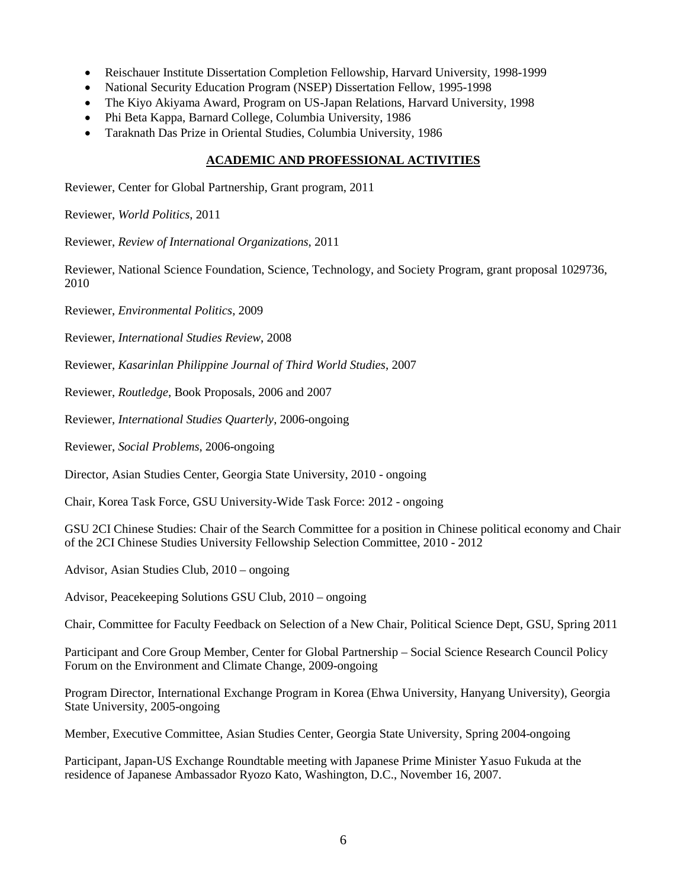- Reischauer Institute Dissertation Completion Fellowship, Harvard University, 1998-1999
- National Security Education Program (NSEP) Dissertation Fellow, 1995-1998
- The Kiyo Akiyama Award, Program on US-Japan Relations, Harvard University, 1998
- Phi Beta Kappa, Barnard College, Columbia University, 1986
- Taraknath Das Prize in Oriental Studies, Columbia University, 1986

## ACADEMIC AND PROFESSIONAL ACTIVITIES

Reviewer, Center for Global Partnership, Grant program, 2011

Reviewer, *World Politics*, 2011

Reviewer, *Review of International Organizations*, 2011

Reviewer, National Science Foundation, Science, Technology, and Society Program, grant proposal 1029736, 2010

Reviewer, *Environmental Politics*, 2009

Reviewer, *International Studies Review*, 2008

Reviewer, *Kasarinlan Philippine Journal of Third World Studies*, 2007

Reviewer, *Routledge*, Book Proposals, 2006 and 2007

Reviewer, *International Studies Quarterly*, 2006-ongoing

Reviewer, *Social Problems*, 2006-ongoing

Director, Asian Studies Center, Georgia State University, 2010 - ongoing

Chair, Korea Task Force, GSU University-Wide Task Force: 2012 - ongoing

GSU 2CI Chinese Studies: Chair of the Search Committee for a position in Chinese political economy and Chair of the 2CI Chinese Studies University Fellowship Selection Committee, 2010 - 2012

Advisor, Asian Studies Club, 2010 – ongoing

Advisor, Peacekeeping Solutions GSU Club, 2010 – ongoing

Chair, Committee for Faculty Feedback on Selection of a New Chair, Political Science Dept, GSU, Spring 2011

Participant and Core Group Member, Center for Global Partnership – Social Science Research Council Policy Forum on the Environment and Climate Change, 2009-ongoing

Program Director, International Exchange Program in Korea (Ehwa University, Hanyang University), Georgia State University, 2005-ongoing

Member, Executive Committee, Asian Studies Center, Georgia State University, Spring 2004-ongoing

Participant, Japan-US Exchange Roundtable meeting with Japanese Prime Minister Yasuo Fukuda at the residence of Japanese Ambassador Ryozo Kato, Washington, D.C., November 16, 2007.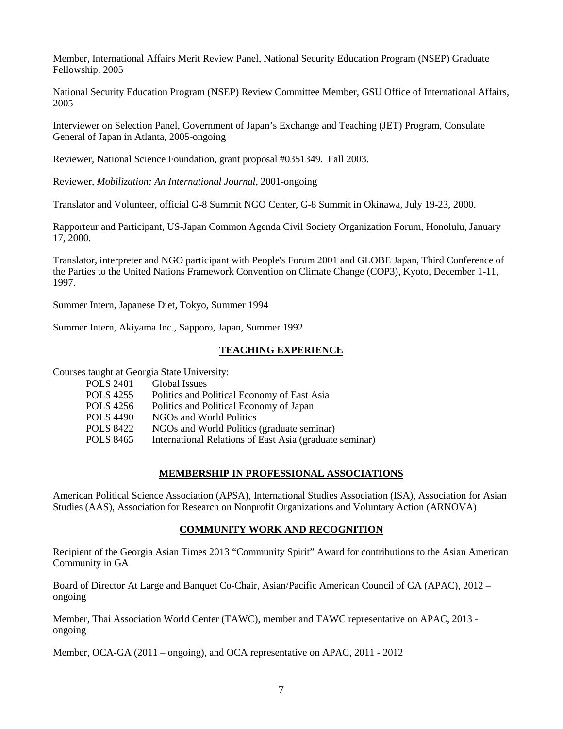Member, International Affairs Merit Review Panel, National Security Education Program (NSEP) Graduate Fellowship, 2005

National Security Education Program (NSEP) Review Committee Member, GSU Office of International Affairs, 2005

Interviewer on Selection Panel, Government of Japan's Exchange and Teaching (JET) Program, Consulate General of Japan in Atlanta, 2005-ongoing

Reviewer, National Science Foundation, grant proposal #0351349. Fall 2003.

Reviewer, *Mobilization: An International Journal*, 2001-ongoing

Translator and Volunteer, official G-8 Summit NGO Center, G-8 Summit in Okinawa, July 19-23, 2000.

Rapporteur and Participant, US-Japan Common Agenda Civil Society Organization Forum, Honolulu, January 17, 2000.

Translator, interpreter and NGO participant with People's Forum 2001 and GLOBE Japan, Third Conference of the Parties to the United Nations Framework Convention on Climate Change (COP3), Kyoto, December 1-11, 1997.

Summer Intern, Japanese Diet, Tokyo, Summer 1994

Summer Intern, Akiyama Inc., Sapporo, Japan, Summer 1992

## TEACHING EXPERIENCE

Courses taught at Georgia State University:

| | |
|---|---|
| POLS 2401 | Global Issues |
| POLS 4255 | Politics and Political Economy of East Asia |
| POLS 4256 | Politics and Political Economy of Japan |
| POLS 4490 | NGOs and World Politics |
| POLS 8422 | NGOs and World Politics (graduate seminar) |
| POLS 8465 | International Relations of East Asia (graduate seminar) |

## MEMBERSHIP IN PROFESSIONAL ASSOCIATIONS

American Political Science Association (APSA), International Studies Association (ISA), Association for Asian Studies (AAS), Association for Research on Nonprofit Organizations and Voluntary Action (ARNOVA)

## COMMUNITY WORK AND RECOGNITION

Recipient of the Georgia Asian Times 2013 "Community Spirit" Award for contributions to the Asian American Community in GA

Board of Director At Large and Banquet Co-Chair, Asian/Pacific American Council of GA (APAC), 2012 – ongoing

Member, Thai Association World Center (TAWC), member and TAWC representative on APAC, 2013 - ongoing

Member, OCA-GA (2011 – ongoing), and OCA representative on APAC, 2011 - 2012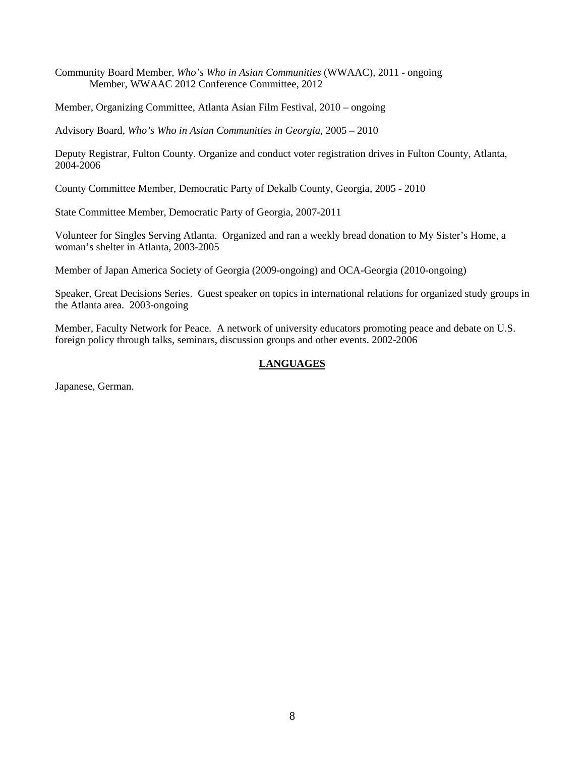Community Board Member, *Who's Who in Asian Communities* (WWAAC), 2011 - ongoing
    Member, WWAAC 2012 Conference Committee, 2012

Member, Organizing Committee, Atlanta Asian Film Festival, 2010 – ongoing

Advisory Board, *Who's Who in Asian Communities in Georgia*, 2005 – 2010

Deputy Registrar, Fulton County. Organize and conduct voter registration drives in Fulton County, Atlanta, 2004-2006

County Committee Member, Democratic Party of Dekalb County, Georgia, 2005 - 2010

State Committee Member, Democratic Party of Georgia, 2007-2011

Volunteer for Singles Serving Atlanta. Organized and ran a weekly bread donation to My Sister's Home, a woman's shelter in Atlanta, 2003-2005

Member of Japan America Society of Georgia (2009-ongoing) and OCA-Georgia (2010-ongoing)

Speaker, Great Decisions Series. Guest speaker on topics in international relations for organized study groups in the Atlanta area. 2003-ongoing

Member, Faculty Network for Peace. A network of university educators promoting peace and debate on U.S. foreign policy through talks, seminars, discussion groups and other events. 2002-2006

## LANGUAGES

Japanese, German.